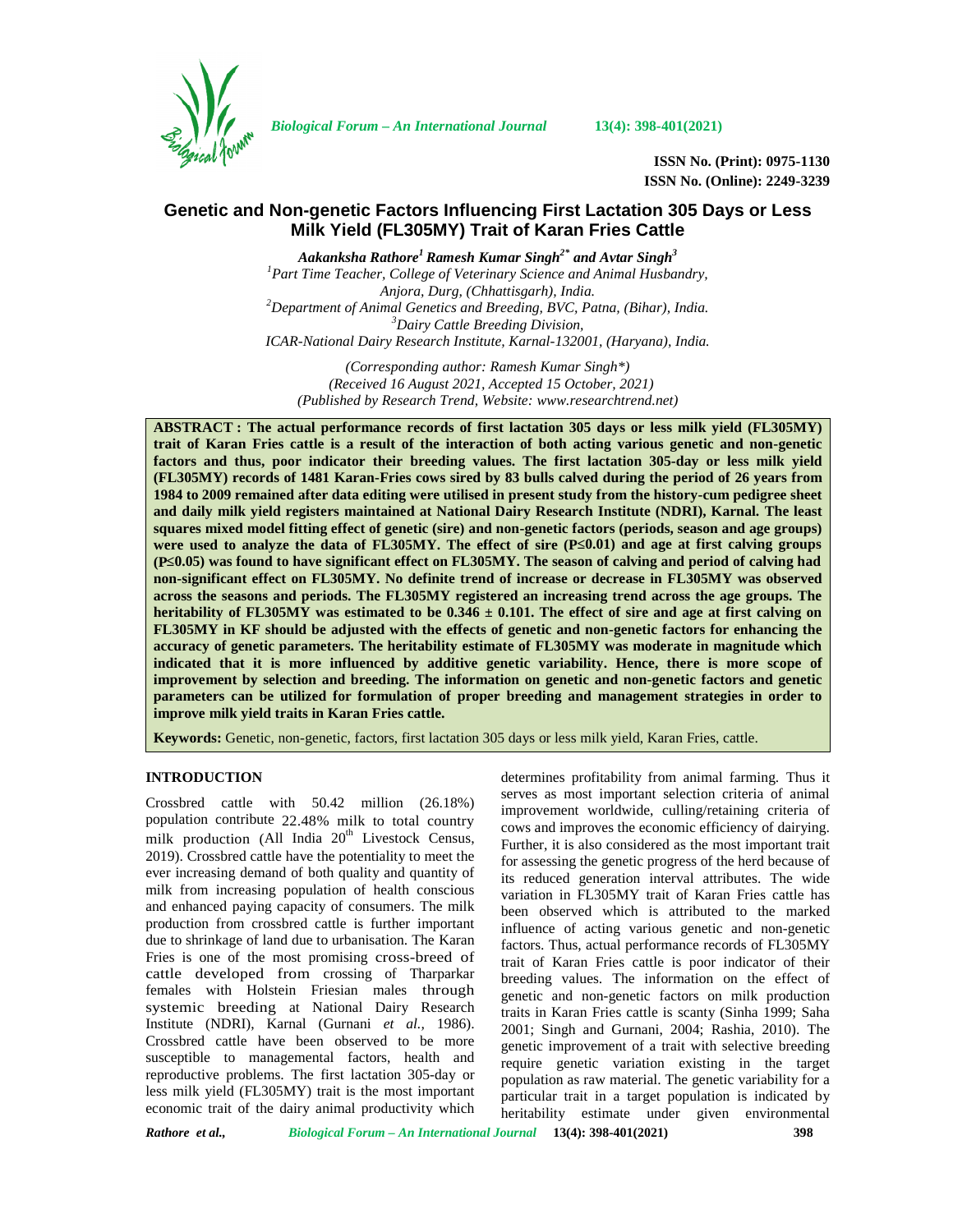ISSN No. (Print): 0975-1130
ISSN No. (Online): 2249-3239

# Genetic and Non-genetic Factors Influencing First Lactation 305 Days or Less Milk Yield (FL305MY) Trait of Karan Fries Cattle

***Aakanksha Rathore[1] Ramesh Kumar Singh[2*] and Avtar Singh[3]***

[1]*Part Time Teacher, College of Veterinary Science and Animal Husbandry, Anjora, Durg, (Chhattisgarh), India.*
[2]*Department of Animal Genetics and Breeding, BVC, Patna, (Bihar), India.*
[3]*Dairy Cattle Breeding Division, ICAR-National Dairy Research Institute, Karnal-132001, (Haryana), India.*

*(Corresponding author: Ramesh Kumar Singh*)*
*(Received 16 August 2021, Accepted 15 October, 2021)*
*(Published by Research Trend, Website: www.researchtrend.net)*

**ABSTRACT : The actual performance records of first lactation 305 days or less milk yield (FL305MY) trait of Karan Fries cattle is a result of the interaction of both acting various genetic and non-genetic factors and thus, poor indicator their breeding values. The first lactation 305-day or less milk yield (FL305MY) records of 1481 Karan-Fries cows sired by 83 bulls calved during the period of 26 years from 1984 to 2009 remained after data editing were utilised in present study from the history-cum pedigree sheet and daily milk yield registers maintained at National Dairy Research Institute (NDRI), Karnal. The least squares mixed model fitting effect of genetic (sire) and non-genetic factors (periods, season and age groups) were used to analyze the data of FL305MY. The effect of sire ($P \leq 0.01$) and age at first calving groups ($P \leq 0.05$) was found to have significant effect on FL305MY. The season of calving and period of calving had non-significant effect on FL305MY. No definite trend of increase or decrease in FL305MY was observed across the seasons and periods. The FL305MY registered an increasing trend across the age groups. The heritability of FL305MY was estimated to be $0.346 \pm 0.101$. The effect of sire and age at first calving on FL305MY in KF should be adjusted with the effects of genetic and non-genetic factors for enhancing the accuracy of genetic parameters. The heritability estimate of FL305MY was moderate in magnitude which indicated that it is more influenced by additive genetic variability. Hence, there is more scope of improvement by selection and breeding. The information on genetic and non-genetic factors and genetic parameters can be utilized for formulation of proper breeding and management strategies in order to improve milk yield traits in Karan Fries cattle.**

**Keywords:** Genetic, non-genetic, factors, first lactation 305 days or less milk yield, Karan Fries, cattle.

## INTRODUCTION

Crossbred cattle with 50.42 million (26.18%) population contribute 22.48% milk to total country milk production (All India 20th Livestock Census, 2019). Crossbred cattle have the potentiality to meet the ever increasing demand of both quality and quantity of milk from increasing population of health conscious and enhanced paying capacity of consumers. The milk production from crossbred cattle is further important due to shrinkage of land due to urbanisation. The Karan Fries is one of the most promising cross-breed of cattle developed from crossing of Tharparkar females with Holstein Friesian males through systemic breeding at National Dairy Research Institute (NDRI), Karnal (Gurnani *et al.,* 1986). Crossbred cattle have been observed to be more susceptible to managemental factors, health and reproductive problems. The first lactation 305-day or less milk yield (FL305MY) trait is the most important economic trait of the dairy animal productivity which determines profitability from animal farming. Thus it serves as most important selection criteria of animal improvement worldwide, culling/retaining criteria of cows and improves the economic efficiency of dairying. Further, it is also considered as the most important trait for assessing the genetic progress of the herd because of its reduced generation interval attributes. The wide variation in FL305MY trait of Karan Fries cattle has been observed which is attributed to the marked influence of acting various genetic and non-genetic factors. Thus, actual performance records of FL305MY trait of Karan Fries cattle is poor indicator of their breeding values. The information on the effect of genetic and non-genetic factors on milk production traits in Karan Fries cattle is scanty (Sinha 1999; Saha 2001; Singh and Gurnani, 2004; Rashia, 2010). The genetic improvement of a trait with selective breeding require genetic variation existing in the target population as raw material. The genetic variability for a particular trait in a target population is indicated by heritability estimate under given environmental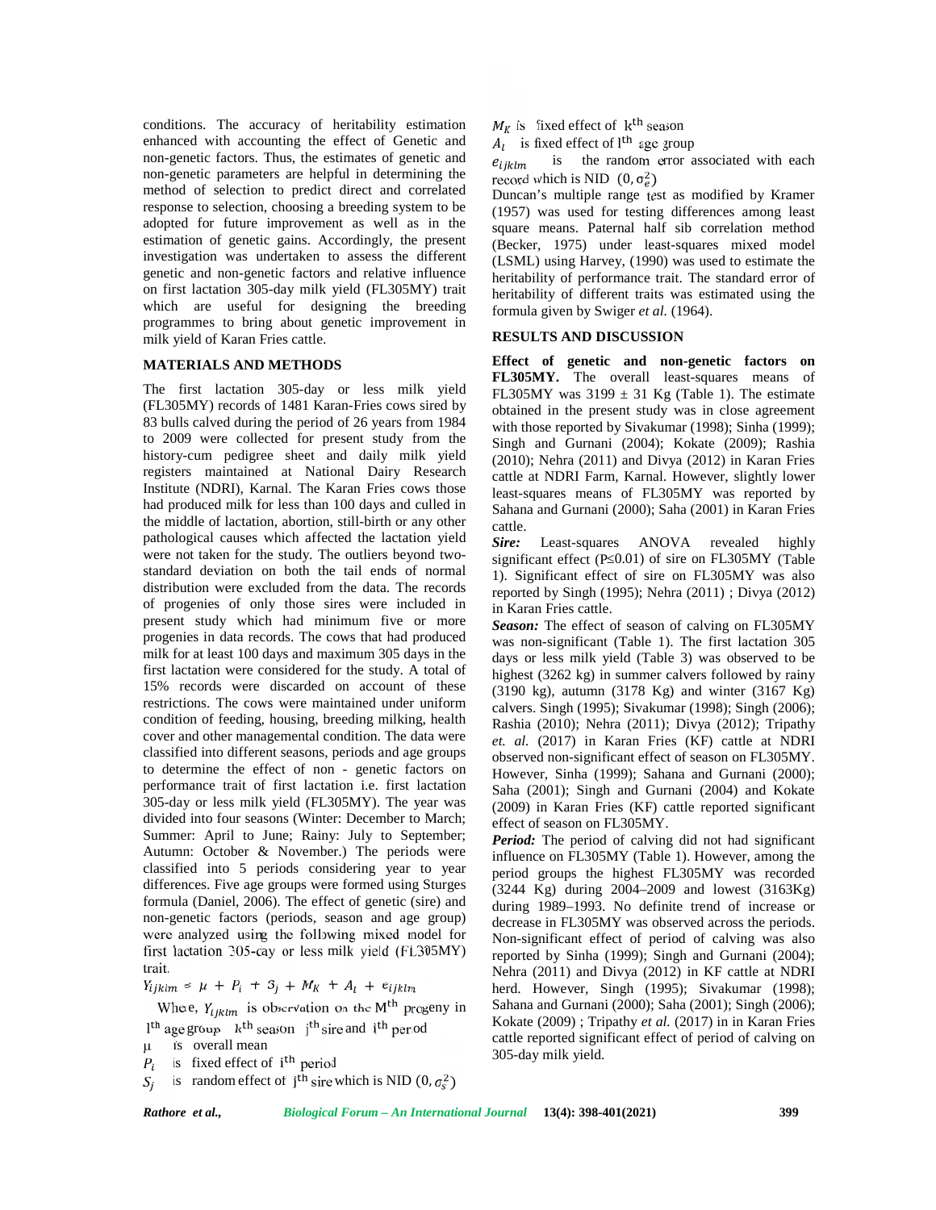conditions. The accuracy of heritability estimation enhanced with accounting the effect of Genetic and non-genetic factors. Thus, the estimates of genetic and non-genetic parameters are helpful in determining the method of selection to predict direct and correlated response to selection, choosing a breeding system to be adopted for future improvement as well as in the estimation of genetic gains. Accordingly, the present investigation was undertaken to assess the different genetic and non-genetic factors and relative influence on first lactation 305-day milk yield (FL305MY) trait which are useful for designing the breeding programmes to bring about genetic improvement in milk yield of Karan Fries cattle.

## MATERIALS AND METHODS

The first lactation 305-day or less milk yield (FL305MY) records of 1481 Karan-Fries cows sired by 83 bulls calved during the period of 26 years from 1984 to 2009 were collected for present study from the history-cum pedigree sheet and daily milk yield registers maintained at National Dairy Research Institute (NDRI), Karnal. The Karan Fries cows those had produced milk for less than 100 days and culled in the middle of lactation, abortion, still-birth or any other pathological causes which affected the lactation yield were not taken for the study. The outliers beyond two-standard deviation on both the tail ends of normal distribution were excluded from the data. The records of progenies of only those sires were included in present study which had minimum five or more progenies in data records. The cows that had produced milk for at least 100 days and maximum 305 days in the first lactation were considered for the study. A total of 15% records were discarded on account of these restrictions. The cows were maintained under uniform condition of feeding, housing, breeding milking, health cover and other managemental condition. The data were classified into different seasons, periods and age groups to determine the effect of non - genetic factors on performance trait of first lactation i.e. first lactation 305-day or less milk yield (FL305MY). The year was divided into four seasons (Winter: December to March; Summer: April to June; Rainy: July to September; Autumn: October & November.) The periods were classified into 5 periods considering year to year differences. Five age groups were formed using Sturges formula (Daniel, 2006). The effect of genetic (sire) and non-genetic factors (periods, season and age group) were analyzed using the following mixed model for first lactation 305-day or less milk yield (FL305MY) trait.

$$Y_{ijklm} = \mu + P_i + S_j + M_K + A_l + e_{ijklm}$$

Where, $Y_{ijklm}$ is observation on the $M^{th}$ progeny in $l^{th}$ age group $k^{th}$ season $j^{th}$ sire and $i^{th}$ period

$\mu$ is overall mean

$P_i$ is fixed effect of $i^{th}$ period

$S_j$ is random effect of $j^{th}$ sire which is NID $(0, \sigma_s^2)$

$M_K$ is fixed effect of $k^{th}$ season

$A_l$ is fixed effect of $l^{th}$ age group

$e_{ijklm}$ is the random error associated with each record which is NID $(0, \sigma_e^2)$

Duncan's multiple range test as modified by Kramer (1957) was used for testing differences among least square means. Paternal half sib correlation method (Becker, 1975) under least-squares mixed model (LSML) using Harvey, (1990) was used to estimate the heritability of performance trait. The standard error of heritability of different traits was estimated using the formula given by Swiger *et al.* (1964).

## RESULTS AND DISCUSSION

**Effect of genetic and non-genetic factors on FL305MY.** The overall least-squares means of FL305MY was 3199 ± 31 Kg (Table 1). The estimate obtained in the present study was in close agreement with those reported by Sivakumar (1998); Sinha (1999); Singh and Gurnani (2004); Kokate (2009); Rashia (2010); Nehra (2011) and Divya (2012) in Karan Fries cattle at NDRI Farm, Karnal. However, slightly lower least-squares means of FL305MY was reported by Sahana and Gurnani (2000); Saha (2001) in Karan Fries cattle.

***Sire:*** Least-squares ANOVA revealed highly significant effect (P≤0.01) of sire on FL305MY (Table 1). Significant effect of sire on FL305MY was also reported by Singh (1995); Nehra (2011) ; Divya (2012) in Karan Fries cattle.

***Season:*** The effect of season of calving on FL305MY was non-significant (Table 1). The first lactation 305 days or less milk yield (Table 3) was observed to be highest (3262 kg) in summer calvers followed by rainy (3190 kg), autumn (3178 Kg) and winter (3167 Kg) calvers. Singh (1995); Sivakumar (1998); Singh (2006); Rashia (2010); Nehra (2011); Divya (2012); Tripathy *et. al.* (2017) in Karan Fries (KF) cattle at NDRI observed non-significant effect of season on FL305MY. However, Sinha (1999); Sahana and Gurnani (2000); Saha (2001); Singh and Gurnani (2004) and Kokate (2009) in Karan Fries (KF) cattle reported significant effect of season on FL305MY.

***Period:*** The period of calving did not had significant influence on FL305MY (Table 1). However, among the period groups the highest FL305MY was recorded (3244 Kg) during 2004–2009 and lowest (3163Kg) during 1989–1993. No definite trend of increase or decrease in FL305MY was observed across the periods. Non-significant effect of period of calving was also reported by Sinha (1999); Singh and Gurnani (2004); Nehra (2011) and Divya (2012) in KF cattle at NDRI herd. However, Singh (1995); Sivakumar (1998); Sahana and Gurnani (2000); Saha (2001); Singh (2006); Kokate (2009) ; Tripathy *et al.* (2017) in in Karan Fries cattle reported significant effect of period of calving on 305-day milk yield.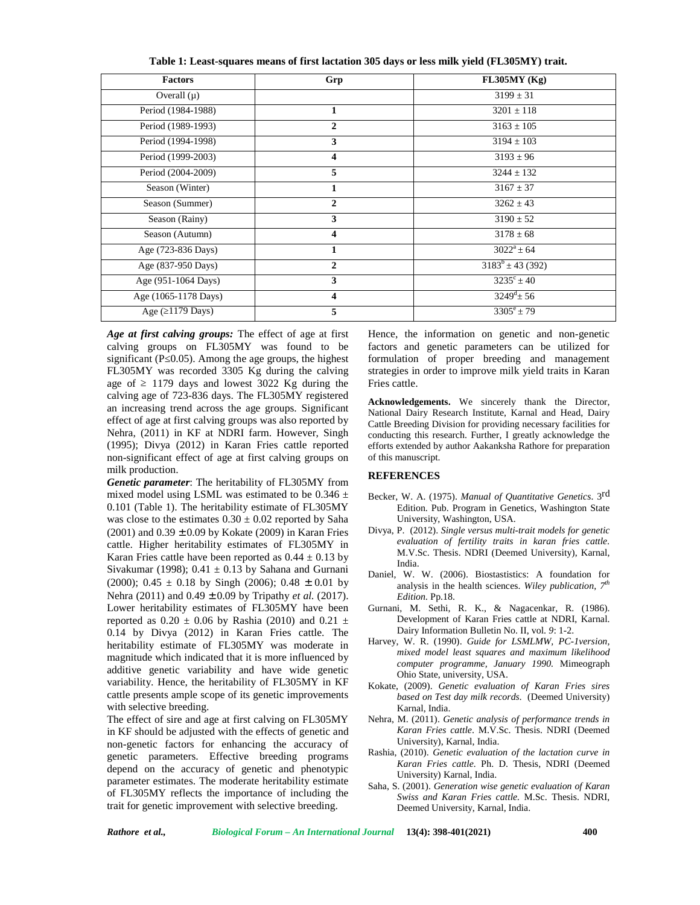**Table 1: Least-squares means of first lactation 305 days or less milk yield (FL305MY) trait.**

| Factors | Grp | FL305MY (Kg) |
|---|---|---|
| Overall (μ) | | 3199 ± 31 |
| Period (1984-1988) | 1 | 3201 ± 118 |
| Period (1989-1993) | 2 | 3163 ± 105 |
| Period (1994-1998) | 3 | 3194 ± 103 |
| Period (1999-2003) | 4 | 3193 ± 96 |
| Period (2004-2009) | 5 | 3244 ± 132 |
| Season (Winter) | 1 | 3167 ± 37 |
| Season (Summer) | 2 | 3262 ± 43 |
| Season (Rainy) | 3 | 3190 ± 52 |
| Season (Autumn) | 4 | 3178 ± 68 |
| Age (723-836 Days) | 1 | $3022^{a}$ ± 64 |
| Age (837-950 Days) | 2 | $3183^{b}$ ± 43 (392) |
| Age (951-1064 Days) | 3 | $3235^{c}$ ± 40 |
| Age (1065-1178 Days) | 4 | $3249^{d}$ ± 56 |
| Age (≥1179 Days) | 5 | $3305^{e}$ ± 79 |

***Age at first calving groups:*** The effect of age at first calving groups on FL305MY was found to be significant ($P \leq 0.05$). Among the age groups, the highest FL305MY was recorded 3305 Kg during the calving age of ≥ 1179 days and lowest 3022 Kg during the calving age of 723-836 days. The FL305MY registered an increasing trend across the age groups. Significant effect of age at first calving groups was also reported by Nehra, (2011) in KF at NDRI farm. However, Singh (1995); Divya (2012) in Karan Fries cattle reported non-significant effect of age at first calving groups on milk production.

***Genetic parameter***: The heritability of FL305MY from mixed model using LSML was estimated to be 0.346 ± 0.101 (Table 1). The heritability estimate of FL305MY was close to the estimates 0.30 ± 0.02 reported by Saha (2001) and 0.39 ± 0.09 by Kokate (2009) in Karan Fries cattle. Higher heritability estimates of FL305MY in Karan Fries cattle have been reported as 0.44 ± 0.13 by Sivakumar (1998); 0.41 ± 0.13 by Sahana and Gurnani (2000); 0.45 ± 0.18 by Singh (2006); 0.48 ± 0.01 by Nehra (2011) and 0.49 ± 0.09 by Tripathy *et al.* (2017). Lower heritability estimates of FL305MY have been reported as 0.20 ± 0.06 by Rashia (2010) and 0.21 ± 0.14 by Divya (2012) in Karan Fries cattle. The heritability estimate of FL305MY was moderate in magnitude which indicated that it is more influenced by additive genetic variability and have wide genetic variability. Hence, the heritability of FL305MY in KF cattle presents ample scope of its genetic improvements with selective breeding.

The effect of sire and age at first calving on FL305MY in KF should be adjusted with the effects of genetic and non-genetic factors for enhancing the accuracy of genetic parameters. Effective breeding programs depend on the accuracy of genetic and phenotypic parameter estimates. The moderate heritability estimate of FL305MY reflects the importance of including the trait for genetic improvement with selective breeding.

Hence, the information on genetic and non-genetic factors and genetic parameters can be utilized for formulation of proper breeding and management strategies in order to improve milk yield traits in Karan Fries cattle.

**Acknowledgements.** We sincerely thank the Director, National Dairy Research Institute, Karnal and Head, Dairy Cattle Breeding Division for providing necessary facilities for conducting this research. Further, I greatly acknowledge the efforts extended by author Aakanksha Rathore for preparation of this manuscript.

## REFERENCES

Becker, W. A. (1975). *Manual of Quantitative Genetics*. 3rd Edition. Pub. Program in Genetics, Washington State University, Washington, USA.

Divya, P. (2012). *Single versus multi-trait models for genetic evaluation of fertility traits in karan fries cattle*. M.V.Sc. Thesis. NDRI (Deemed University), Karnal, India.

Daniel, W. W. (2006). Biostastistics: A foundation for analysis in the health sciences. *Wiley publication, 7th Edition.* Pp.18.

Gurnani, M. Sethi, R. K., & Nagacenkar, R. (1986). Development of Karan Fries cattle at NDRI, Karnal. Dairy Information Bulletin No. II, vol. *9*: 1-2.

Harvey, W. R. (1990). *Guide for LSMLMW, PC-1version, mixed model least squares and maximum likelihood computer programme, January 1990.* Mimeograph Ohio State, university, USA.

Kokate, (2009). *Genetic evaluation of Karan Fries sires based on Test day milk records.* (Deemed University) Karnal, India.

Nehra, M. (2011). *Genetic analysis of performance trends in Karan Fries cattle*. M.V.Sc. Thesis. NDRI (Deemed University), Karnal, India.

Rashia, (2010). *Genetic evaluation of the lactation curve in Karan Fries cattle.* Ph. D. Thesis, NDRI (Deemed University) Karnal, India.

Saha, S. (2001). *Generation wise genetic evaluation of Karan Swiss and Karan Fries cattle.* M.Sc. Thesis. NDRI, Deemed University, Karnal, India.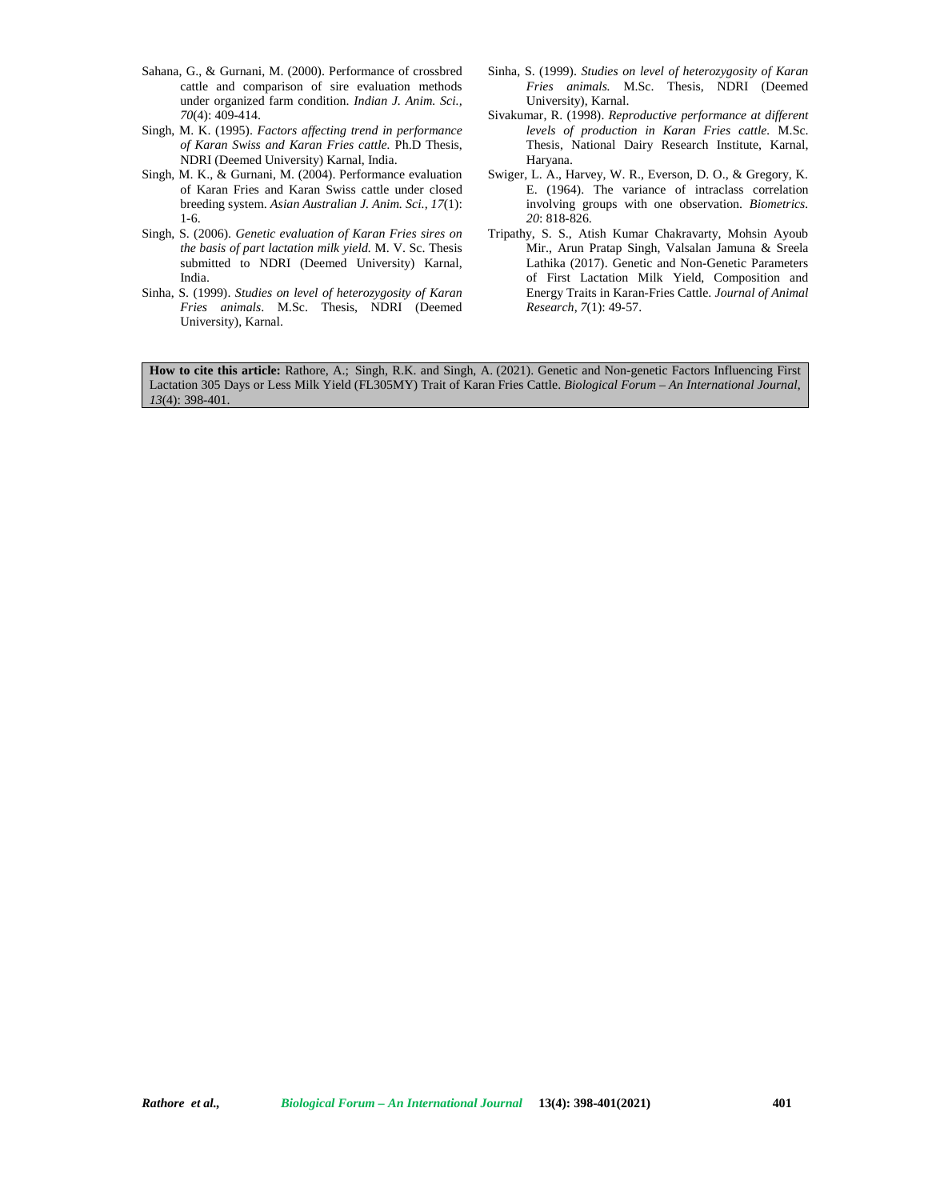Sahana, G., & Gurnani, M. (2000). Performance of crossbred cattle and comparison of sire evaluation methods under organized farm condition. *Indian J. Anim. Sci., 70*(4): 409-414.

Singh, M. K. (1995). *Factors affecting trend in performance of Karan Swiss and Karan Fries cattle.* Ph.D Thesis, NDRI (Deemed University) Karnal, India.

Singh, M. K., & Gurnani, M. (2004). Performance evaluation of Karan Fries and Karan Swiss cattle under closed breeding system. *Asian Australian J. Anim. Sci., 17*(1): 1-6.

Singh, S. (2006). *Genetic evaluation of Karan Fries sires on the basis of part lactation milk yield.* M. V. Sc. Thesis submitted to NDRI (Deemed University) Karnal, India.

Sinha, S. (1999). *Studies on level of heterozygosity of Karan Fries animals*. M.Sc. Thesis, NDRI (Deemed University), Karnal.

Sinha, S. (1999). *Studies on level of heterozygosity of Karan Fries animals.* M.Sc. Thesis, NDRI (Deemed University), Karnal.

Sivakumar, R. (1998). *Reproductive performance at different levels of production in Karan Fries cattle.* M.Sc. Thesis, National Dairy Research Institute, Karnal, Haryana.

Swiger, L. A., Harvey, W. R., Everson, D. O., & Gregory, K. E. (1964). The variance of intraclass correlation involving groups with one observation. *Biometrics. 20*: 818-826.

Tripathy, S. S., Atish Kumar Chakravarty, Mohsin Ayoub Mir., Arun Pratap Singh, Valsalan Jamuna & Sreela Lathika (2017). Genetic and Non-Genetic Parameters of First Lactation Milk Yield, Composition and Energy Traits in Karan-Fries Cattle. *Journal of Animal Research, 7*(1): 49-57.

**How to cite this article:** Rathore, A.; Singh, R.K. and Singh, A. (2021). Genetic and Non-genetic Factors Influencing First Lactation 305 Days or Less Milk Yield (FL305MY) Trait of Karan Fries Cattle. *Biological Forum – An International Journal, 13*(4): 398-401.